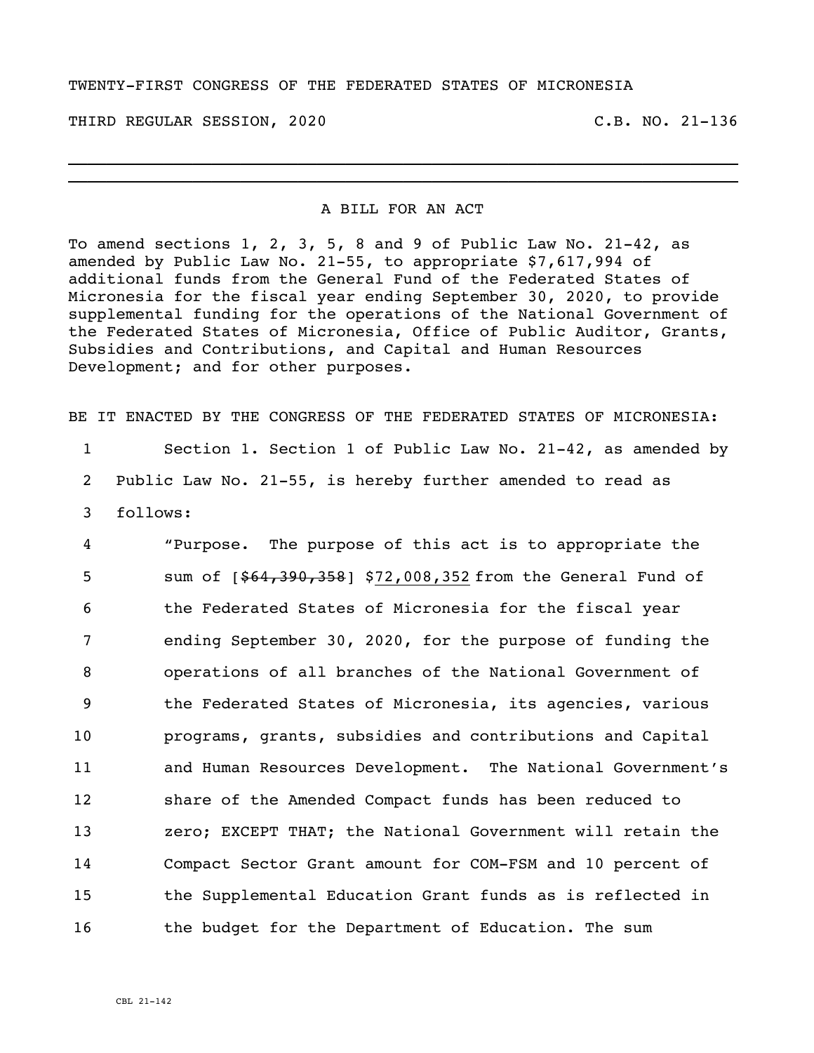TWENTY-FIRST CONGRESS OF THE FEDERATED STATES OF MICRONESIA

THIRD REGULAR SESSION, 2020 C.B. NO. 21-136

---

A BILL FOR AN ACT

To amend sections 1, 2, 3, 5, 8 and 9 of Public Law No. 21-42, as amended by Public Law No. 21-55, to appropriate $7,617,994 of additional funds from the General Fund of the Federated States of Micronesia for the fiscal year ending September 30, 2020, to provide supplemental funding for the operations of the National Government of the Federated States of Micronesia, Office of Public Auditor, Grants, Subsidies and Contributions, and Capital and Human Resources Development; and for other purposes.

BE IT ENACTED BY THE CONGRESS OF THE FEDERATED STATES OF MICRONESIA:

1 Section 1. Section 1 of Public Law No. 21-42, as amended by
2 Public Law No. 21-55, is hereby further amended to read as
3 follows:

4 "Purpose. The purpose of this act is to appropriate the
5 sum of [~~$64,390,358~~] <u>$72,008,352</u> from the General Fund of
6 the Federated States of Micronesia for the fiscal year
7 ending September 30, 2020, for the purpose of funding the
8 operations of all branches of the National Government of
9 the Federated States of Micronesia, its agencies, various
10 programs, grants, subsidies and contributions and Capital
11 and Human Resources Development. The National Government's
12 share of the Amended Compact funds has been reduced to
13 zero; EXCEPT THAT; the National Government will retain the
14 Compact Sector Grant amount for COM-FSM and 10 percent of
15 the Supplemental Education Grant funds as is reflected in
16 the budget for the Department of Education. The sum

CBL 21-142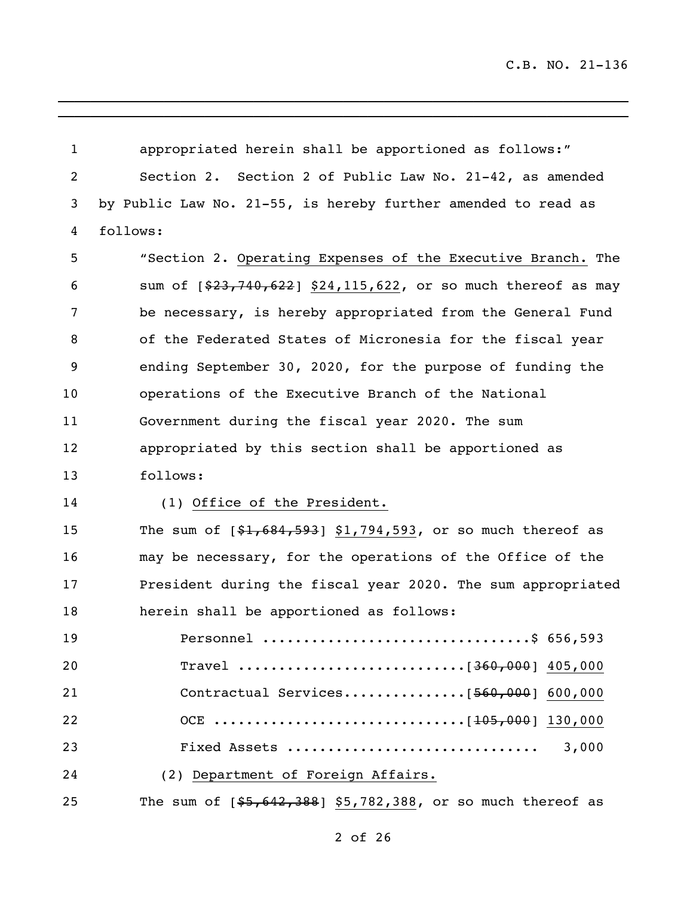appropriated herein shall be apportioned as follows:"

Section 2. Section 2 of Public Law No. 21-42, as amended by Public Law No. 21-55, is hereby further amended to read as follows:

"Section 2. <u>Operating Expenses of the Executive Branch.</u> The sum of [~~$23,740,622~~] <u>$24,115,622</u>, or so much thereof as may be necessary, is hereby appropriated from the General Fund of the Federated States of Micronesia for the fiscal year ending September 30, 2020, for the purpose of funding the operations of the Executive Branch of the National Government during the fiscal year 2020. The sum appropriated by this section shall be apportioned as follows:

(1) <u>Office of the President.</u>

The sum of [~~$1,684,593~~] <u>$1,794,593</u>, or so much thereof as may be necessary, for the operations of the Office of the President during the fiscal year 2020. The sum appropriated herein shall be apportioned as follows:

| | |
|---|---|
| Personnel | $ 656,593 |
| Travel | [~~360,000~~] <u>405,000</u> |
| Contractual Services | [~~560,000~~] <u>600,000</u> |
| OCE | [~~105,000~~] <u>130,000</u> |
| Fixed Assets | 3,000 |

(2) <u>Department of Foreign Affairs.</u>

The sum of [~~$5,642,388~~] <u>$5,782,388</u>, or so much thereof as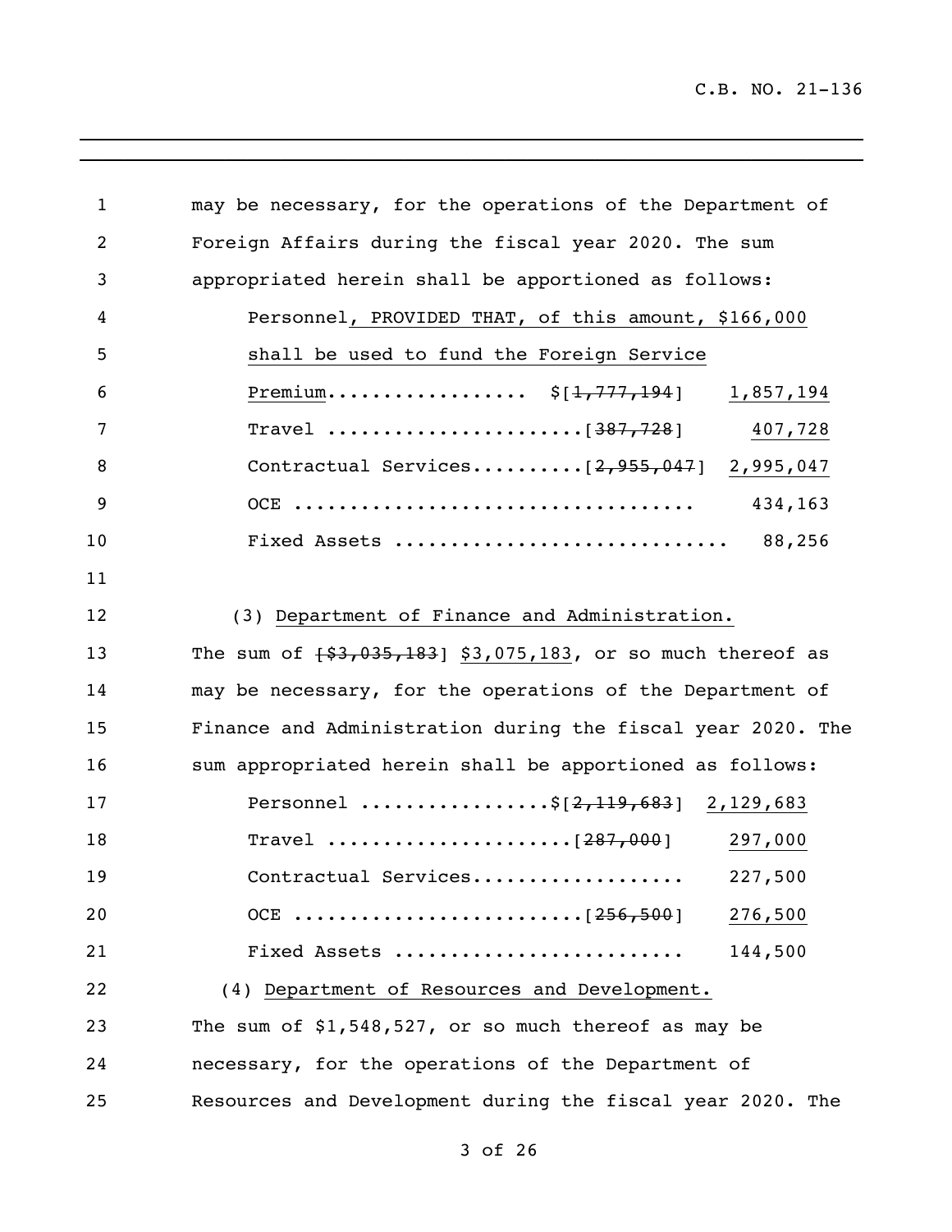may be necessary, for the operations of the Department of Foreign Affairs during the fiscal year 2020. The sum appropriated herein shall be apportioned as follows:

Personnel, PROVIDED THAT, of this amount, $166,000 shall be used to fund the Foreign Service Premium................. $[~~1,777,194~~] 1,857,194

Travel ......................[~~387,728~~] 407,728

Contractual Services..........[~~2,955,047~~] 2,995,047

OCE .................................. 434,163

Fixed Assets ............................ 88,256

(3) Department of Finance and Administration.

The sum of [~~$3,035,183~~] $3,075,183, or so much thereof as may be necessary, for the operations of the Department of Finance and Administration during the fiscal year 2020. The sum appropriated herein shall be apportioned as follows:

Personnel ................$[~~2,119,683~~] 2,129,683

Travel .....................[~~287,000~~] 297,000

Contractual Services.................. 227,500

OCE ........................[~~256,500~~] 276,500

Fixed Assets ......................... 144,500

(4) Department of Resources and Development.

The sum of $1,548,527, or so much thereof as may be necessary, for the operations of the Department of Resources and Development during the fiscal year 2020. The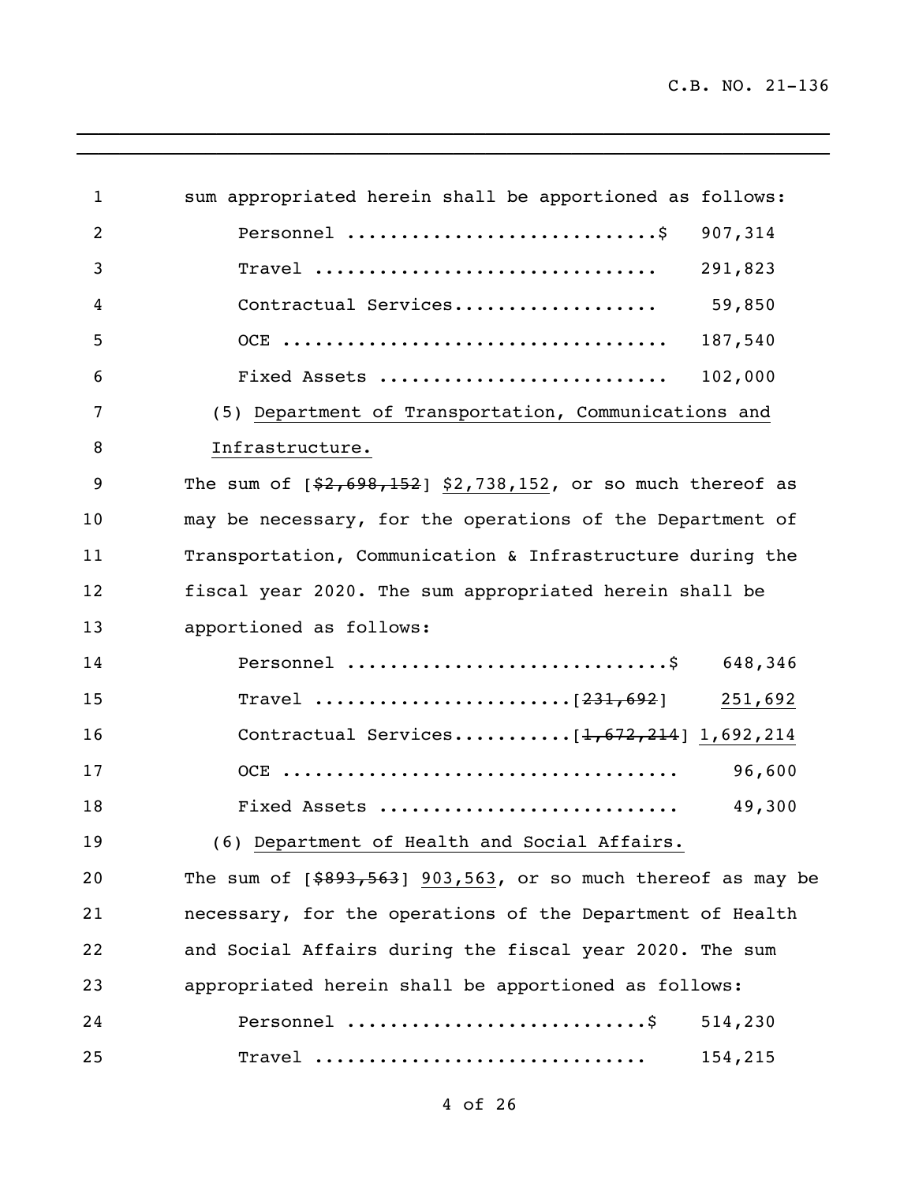sum appropriated herein shall be apportioned as follows:

| | |
|---|---|
| Personnel ............................$ | 907,314 |
| Travel ............................... | 291,823 |
| Contractual Services................... | 59,850 |
| OCE .................................. | 187,540 |
| Fixed Assets ......................... | 102,000 |

(5) Department of Transportation, Communications and Infrastructure.

The sum of [~~$2,698,152~~] $2,738,152, or so much thereof as may be necessary, for the operations of the Department of Transportation, Communication & Infrastructure during the fiscal year 2020. The sum appropriated herein shall be apportioned as follows:

| | |
|---|---|
| Personnel .............................$ | 648,346 |
| Travel .......................[~~231,692~~] | 251,692 |
| Contractual Services...........[~~1,672,214~~] | 1,692,214 |
| OCE .................................... | 96,600 |
| Fixed Assets .......................... | 49,300 |

(6) Department of Health and Social Affairs.

The sum of [~~$893,563~~] 903,563, or so much thereof as may be necessary, for the operations of the Department of Health and Social Affairs during the fiscal year 2020. The sum appropriated herein shall be apportioned as follows:

| | |
|---|---|
| Personnel ...........................$ | 514,230 |
| Travel .............................. | 154,215 |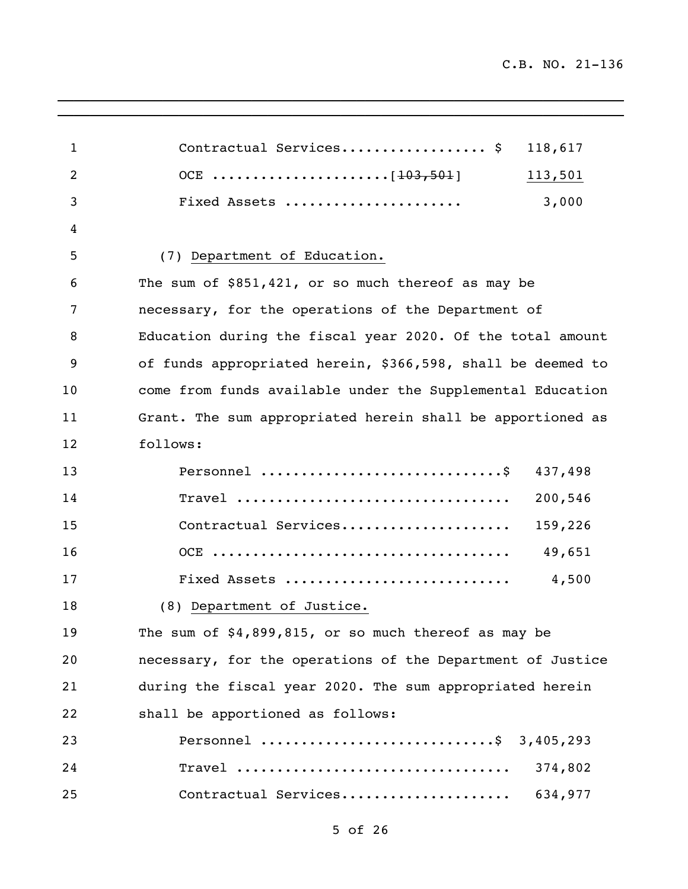Contractual Services.................. $ 118,617

OCE ......................[~~103,501~~] <u>113,501</u>

Fixed Assets ...................... 3,000

(7) <u>Department of Education.</u>

The sum of $851,421, or so much thereof as may be necessary, for the operations of the Department of Education during the fiscal year 2020. Of the total amount of funds appropriated herein, $366,598, shall be deemed to come from funds available under the Supplemental Education Grant. The sum appropriated herein shall be apportioned as follows:

Personnel .............................$ 437,498

Travel ................................. 200,546

Contractual Services..................... 159,226

OCE .................................... 49,651

Fixed Assets ........................... 4,500

(8) <u>Department of Justice.</u>

The sum of $4,899,815, or so much thereof as may be necessary, for the operations of the Department of Justice during the fiscal year 2020. The sum appropriated herein shall be apportioned as follows:

Personnel ............................$ 3,405,293

Travel ................................. 374,802

Contractual Services..................... 634,977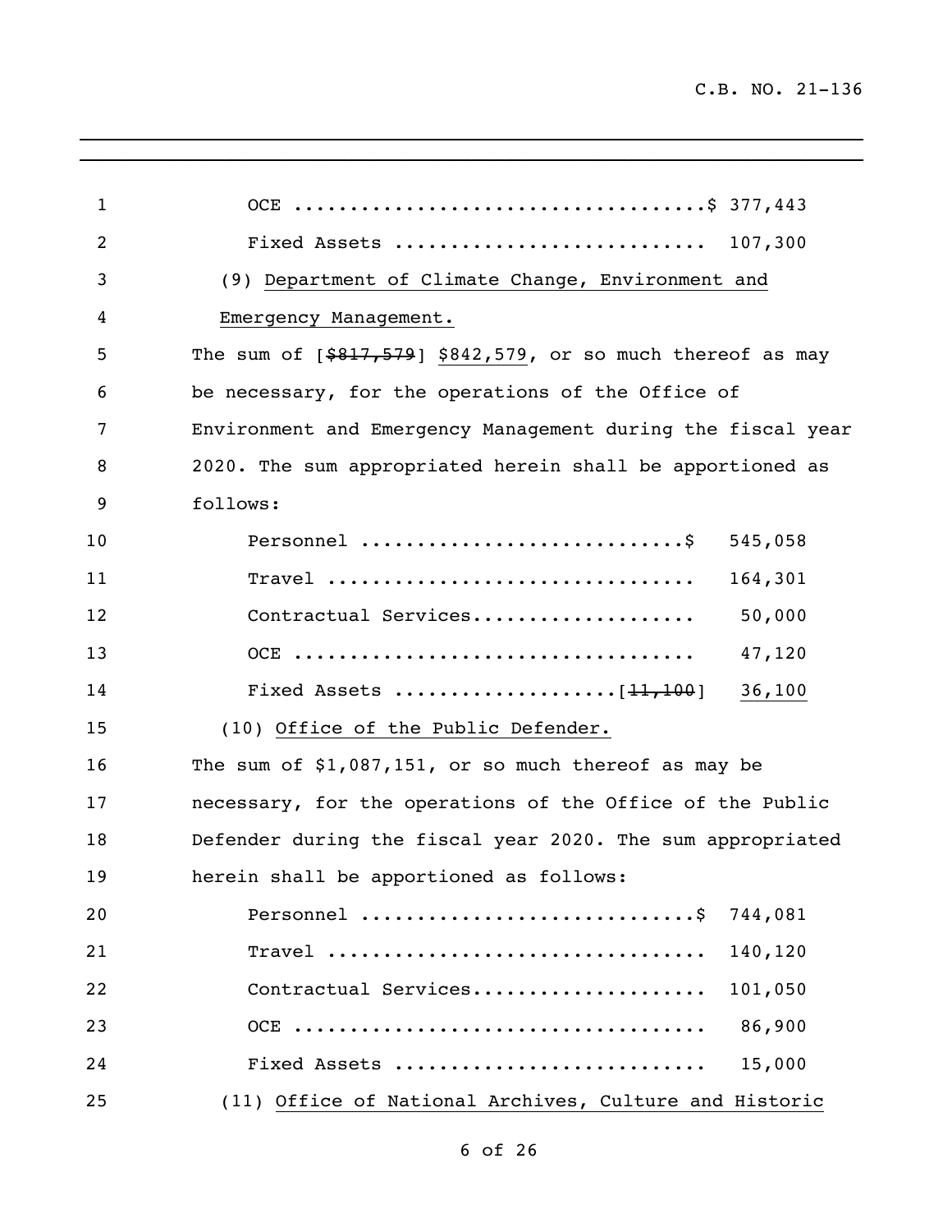OCE ....................................$ 377,443

Fixed Assets ........................... 107,300

(9) Department of Climate Change, Environment and Emergency Management.

The sum of [~~$817,579~~] $842,579, or so much thereof as may be necessary, for the operations of the Office of Environment and Emergency Management during the fiscal year 2020. The sum appropriated herein shall be apportioned as follows:

| | |
|---|---|
| Personnel ............................$ | 545,058 |
| Travel ................................ | 164,301 |
| Contractual Services.................... | 50,000 |
| OCE ................................... | 47,120 |
| Fixed Assets ...................[~~11,100~~] | 36,100 |

(10) Office of the Public Defender.

The sum of $1,087,151, or so much thereof as may be necessary, for the operations of the Office of the Public Defender during the fiscal year 2020. The sum appropriated herein shall be apportioned as follows:

| | |
|---|---|
| Personnel .............................$ | 744,081 |
| Travel ................................. | 140,120 |
| Contractual Services.................... | 101,050 |
| OCE .................................... | 86,900 |
| Fixed Assets ........................... | 15,000 |

(11) Office of National Archives, Culture and Historic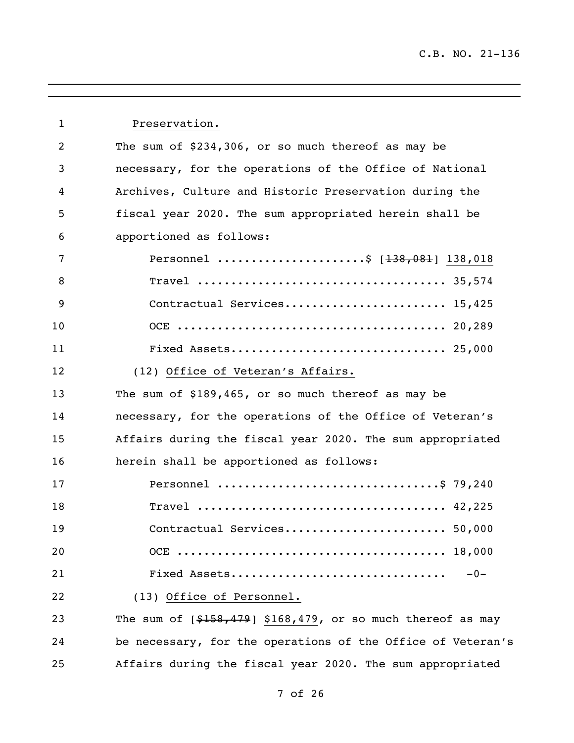Preservation.

The sum of $234,306, or so much thereof as may be necessary, for the operations of the Office of National Archives, Culture and Historic Preservation during the fiscal year 2020. The sum appropriated herein shall be apportioned as follows:

Personnel ......................$ [~~138,081~~] 138,018
Travel .................................... 35,574
Contractual Services........................ 15,425
OCE ....................................... 20,289
Fixed Assets............................... 25,000

(12) Office of Veteran's Affairs.

The sum of $189,465, or so much thereof as may be necessary, for the operations of the Office of Veteran's Affairs during the fiscal year 2020. The sum appropriated herein shall be apportioned as follows:

Personnel ................................$ 79,240
Travel .................................... 42,225
Contractual Services........................ 50,000
OCE ....................................... 18,000
Fixed Assets...............................   -0-

(13) Office of Personnel.

The sum of [~~$158,479~~] $168,479, or so much thereof as may be necessary, for the operations of the Office of Veteran's Affairs during the fiscal year 2020. The sum appropriated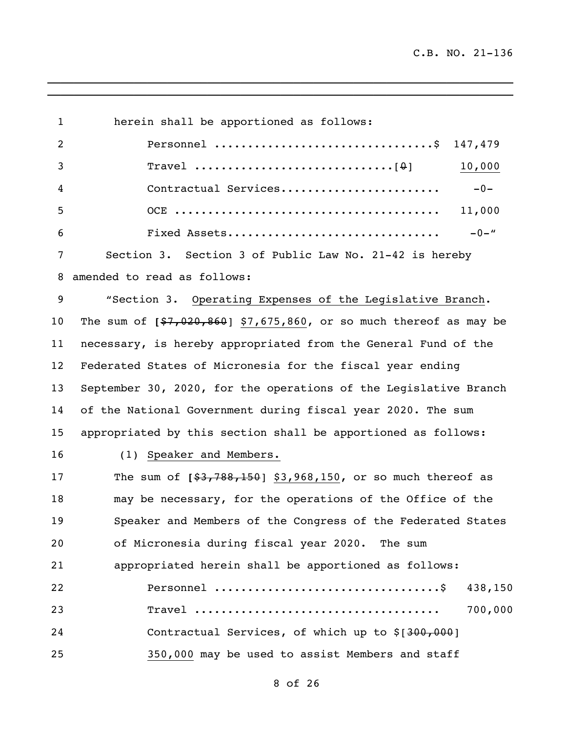herein shall be apportioned as follows:

Personnel ................................$ 147,479

Travel ............................[~~0~~] <u>10,000</u>

Contractual Services........................ -0-

OCE ....................................... 11,000

Fixed Assets............................... -0-"

Section 3. Section 3 of Public Law No. 21-42 is hereby amended to read as follows:

"Section 3. <u>Operating Expenses of the Legislative Branch</u>. The sum of [~~$7,020,860~~] <u>$7,675,860</u>, or so much thereof as may be necessary, is hereby appropriated from the General Fund of the Federated States of Micronesia for the fiscal year ending September 30, 2020, for the operations of the Legislative Branch of the National Government during fiscal year 2020. The sum appropriated by this section shall be apportioned as follows:

(1) <u>Speaker and Members.</u>

The sum of [~~$3,788,150~~] <u>$3,968,150</u>, or so much thereof as may be necessary, for the operations of the Office of the Speaker and Members of the Congress of the Federated States of Micronesia during fiscal year 2020. The sum appropriated herein shall be apportioned as follows:

Personnel ................................$ 438,150

Travel .................................... 700,000

Contractual Services, of which up to $[~~300,000~~] <u>350,000</u> may be used to assist Members and staff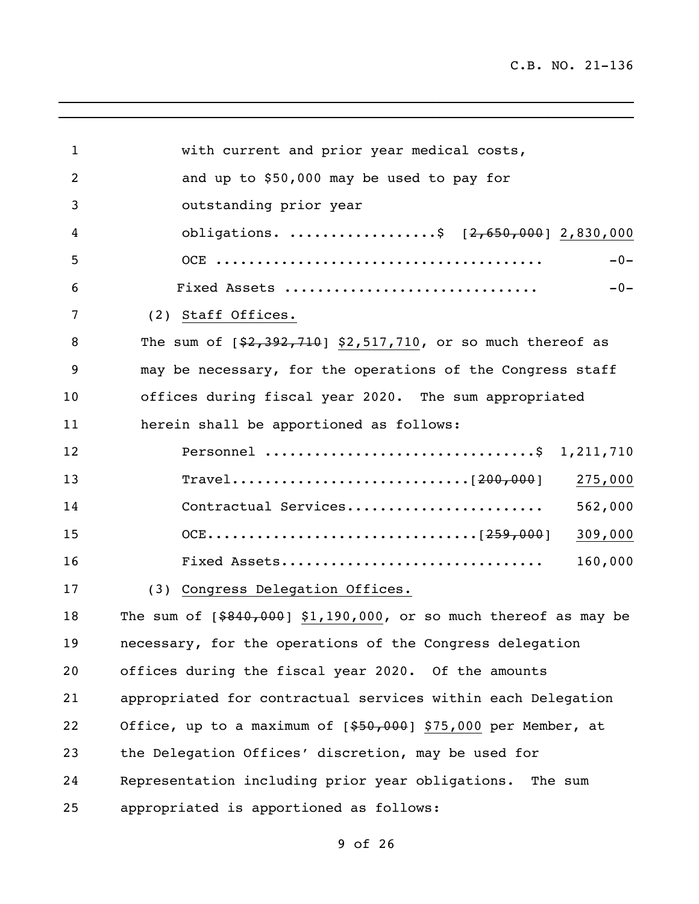with current and prior year medical costs, and up to $50,000 may be used to pay for outstanding prior year obligations. ..................$ [~~2,650,000~~] 2,830,000

OCE ........................................ -0-

Fixed Assets ............................. -0-

(2) Staff Offices.

The sum of [~~$2,392,710~~] $2,517,710, or so much thereof as may be necessary, for the operations of the Congress staff offices during fiscal year 2020. The sum appropriated herein shall be apportioned as follows:

Personnel ................................$ 1,211,710

Travel............................[~~200,000~~] 275,000

Contractual Services........................ 562,000

OCE...............................[~~259,000~~] 309,000

Fixed Assets................................ 160,000

(3) Congress Delegation Offices.

The sum of [~~$840,000~~] $1,190,000, or so much thereof as may be necessary, for the operations of the Congress delegation offices during the fiscal year 2020. Of the amounts appropriated for contractual services within each Delegation Office, up to a maximum of [~~$50,000~~] $75,000 per Member, at the Delegation Offices' discretion, may be used for Representation including prior year obligations. The sum appropriated is apportioned as follows: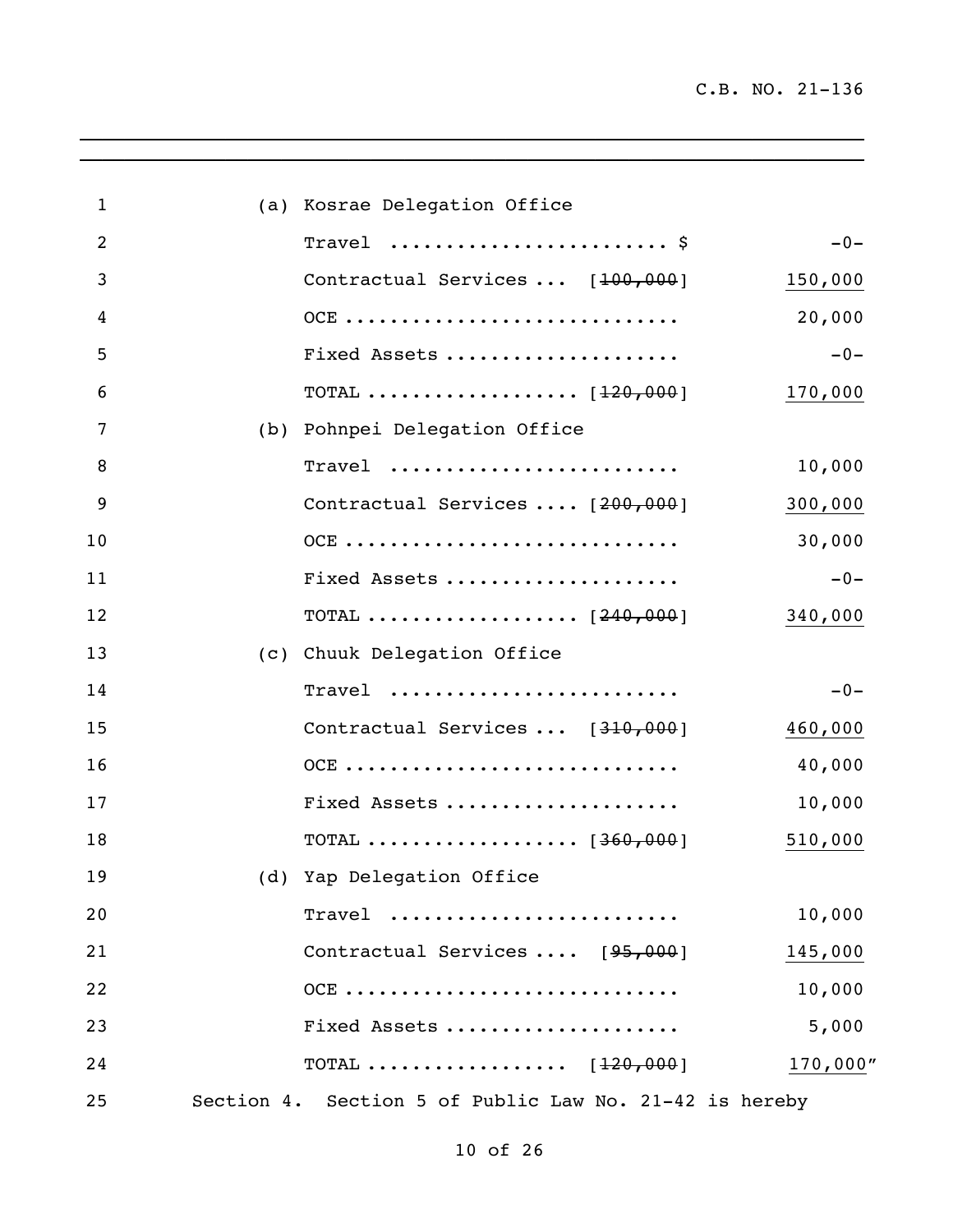(a) Kosrae Delegation Office

| | | |
|---|---|---|
| Travel ........................ $ | | -0- |
| Contractual Services ... | [~~100,000~~] | <u>150,000</u> |
| OCE ............................ | | 20,000 |
| Fixed Assets .................... | | -0- |
| TOTAL .................. | [~~120,000~~] | <u>170,000</u> |

(b) Pohnpei Delegation Office

| | | |
|---|---|---|
| Travel ......................... | | 10,000 |
| Contractual Services .... | [~~200,000~~] | <u>300,000</u> |
| OCE ............................ | | 30,000 |
| Fixed Assets .................... | | -0- |
| TOTAL .................. | [~~240,000~~] | <u>340,000</u> |

(c) Chuuk Delegation Office

| | | |
|---|---|---|
| Travel ......................... | | -0- |
| Contractual Services ... | [~~310,000~~] | <u>460,000</u> |
| OCE ............................ | | 40,000 |
| Fixed Assets .................... | | 10,000 |
| TOTAL .................. | [~~360,000~~] | <u>510,000</u> |

(d) Yap Delegation Office

| | | |
|---|---|---|
| Travel ......................... | | 10,000 |
| Contractual Services .... | [~~95,000~~] | <u>145,000</u> |
| OCE ............................ | | 10,000 |
| Fixed Assets .................... | | 5,000 |
| TOTAL ................. | [~~120,000~~] | <u>170,000</u>" |

Section 4. Section 5 of Public Law No. 21-42 is hereby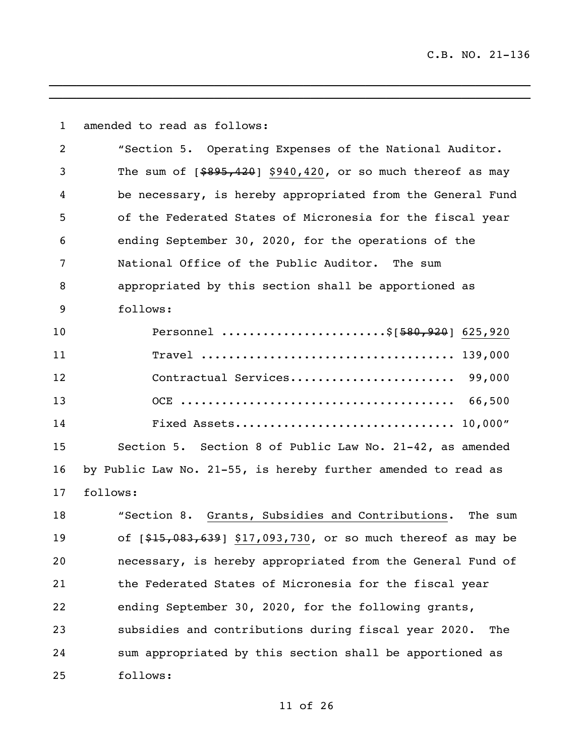amended to read as follows:

"Section 5. Operating Expenses of the National Auditor. The sum of [~~$895,420~~] <u>$940,420</u>, or so much thereof as may be necessary, is hereby appropriated from the General Fund of the Federated States of Micronesia for the fiscal year ending September 30, 2020, for the operations of the National Office of the Public Auditor. The sum appropriated by this section shall be apportioned as follows:

Personnel .......................$[~~580,920~~] <u>625,920</u>
Travel .................................... 139,000
Contractual Services........................ 99,000
OCE ....................................... 66,500
Fixed Assets............................... 10,000"

Section 5. Section 8 of Public Law No. 21-42, as amended by Public Law No. 21-55, is hereby further amended to read as follows:

"Section 8. <u>Grants, Subsidies and Contributions</u>. The sum of [~~$15,083,639~~] <u>$17,093,730</u>, or so much thereof as may be necessary, is hereby appropriated from the General Fund of the Federated States of Micronesia for the fiscal year ending September 30, 2020, for the following grants, subsidies and contributions during fiscal year 2020. The sum appropriated by this section shall be apportioned as follows: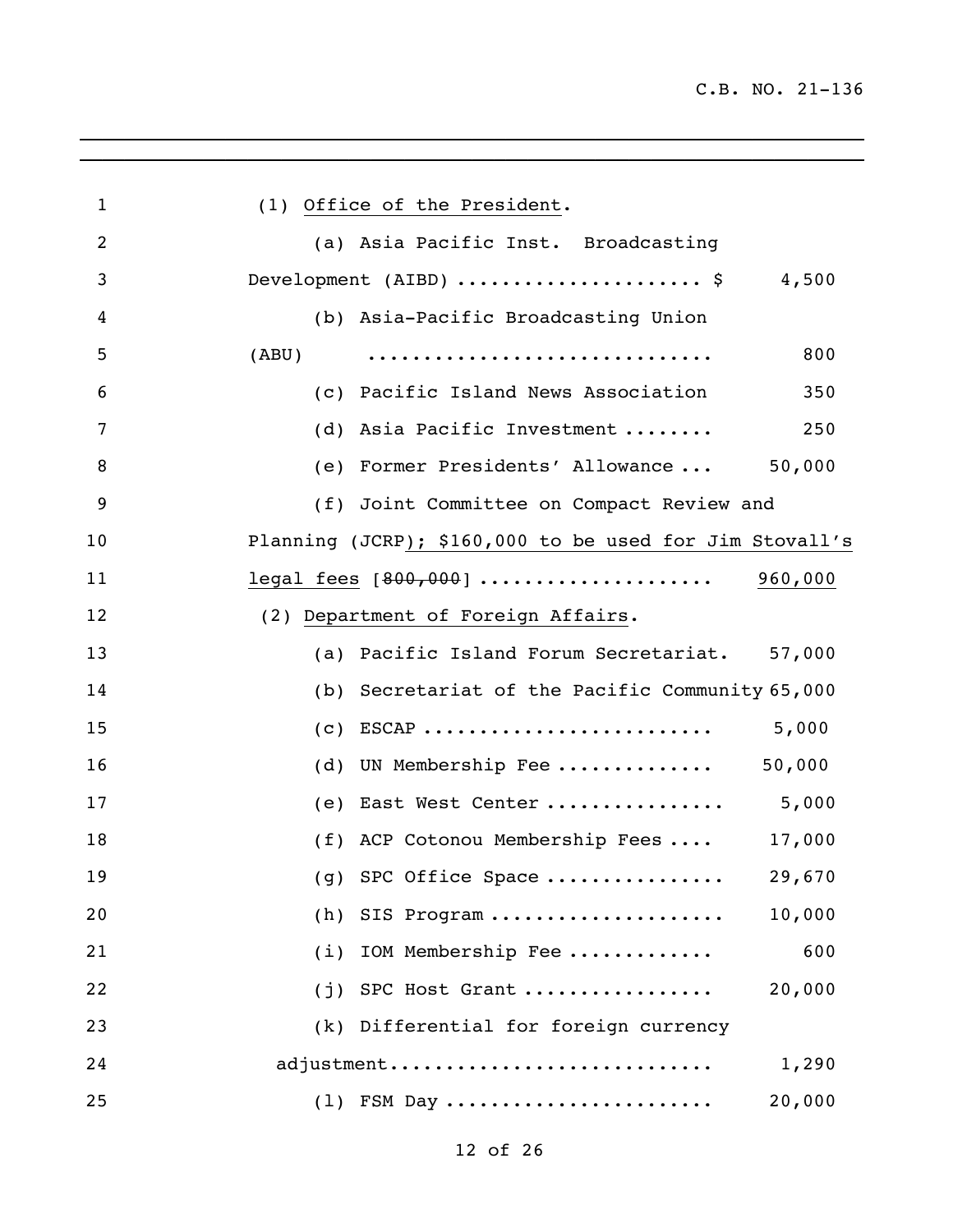(1) Office of the President.

(a) Asia Pacific Inst. Broadcasting Development (AIBD) ..................... $ 4,500

(b) Asia-Pacific Broadcasting Union (ABU) .............................. 800

(c) Pacific Island News Association 350

(d) Asia Pacific Investment ........ 250

(e) Former Presidents' Allowance ... 50,000

(f) Joint Committee on Compact Review and Planning (JCRP); $160,000 to be used for Jim Stovall's legal fees [~~800,000~~] .................... 960,000

(2) Department of Foreign Affairs.

(a) Pacific Island Forum Secretariat. 57,000

(b) Secretariat of the Pacific Community 65,000

(c) ESCAP ......................... 5,000

(d) UN Membership Fee ............. 50,000

(e) East West Center ................ 5,000

(f) ACP Cotonou Membership Fees .... 17,000

(g) SPC Office Space ................ 29,670

(h) SIS Program ..................... 10,000

(i) IOM Membership Fee ............ 600

(j) SPC Host Grant ................. 20,000

(k) Differential for foreign currency adjustment............................ 1,290

(l) FSM Day ....................... 20,000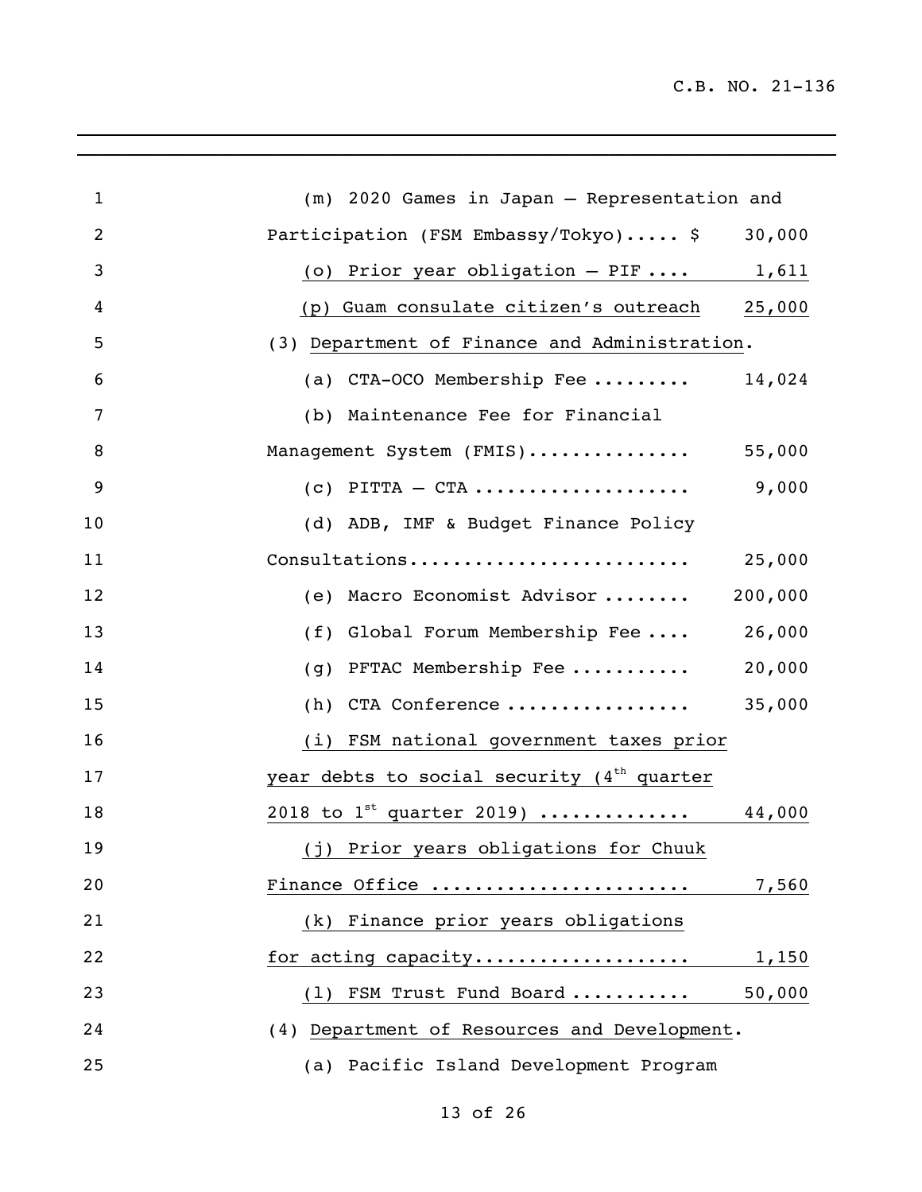(m) 2020 Games in Japan – Representation and Participation (FSM Embassy/Tokyo)..... $ 30,000

(o) Prior year obligation – PIF .... 1,611

(p) Guam consulate citizen's outreach 25,000

(3) Department of Finance and Administration.

(a) CTA-OCO Membership Fee ......... 14,024

(b) Maintenance Fee for Financial Management System (FMIS)............... 55,000

(c) PITTA – CTA .................... 9,000

(d) ADB, IMF & Budget Finance Policy Consultations......................... 25,000

(e) Macro Economist Advisor ........ 200,000

(f) Global Forum Membership Fee .... 26,000

(g) PFTAC Membership Fee ........... 20,000

(h) CTA Conference ................ 35,000

(i) FSM national government taxes prior year debts to social security (4th quarter 2018 to 1st quarter 2019) ............. 44,000

(j) Prior years obligations for Chuuk Finance Office ....................... 7,560

(k) Finance prior years obligations for acting capacity................... 1,150

(l) FSM Trust Fund Board ........... 50,000

(4) Department of Resources and Development.

(a) Pacific Island Development Program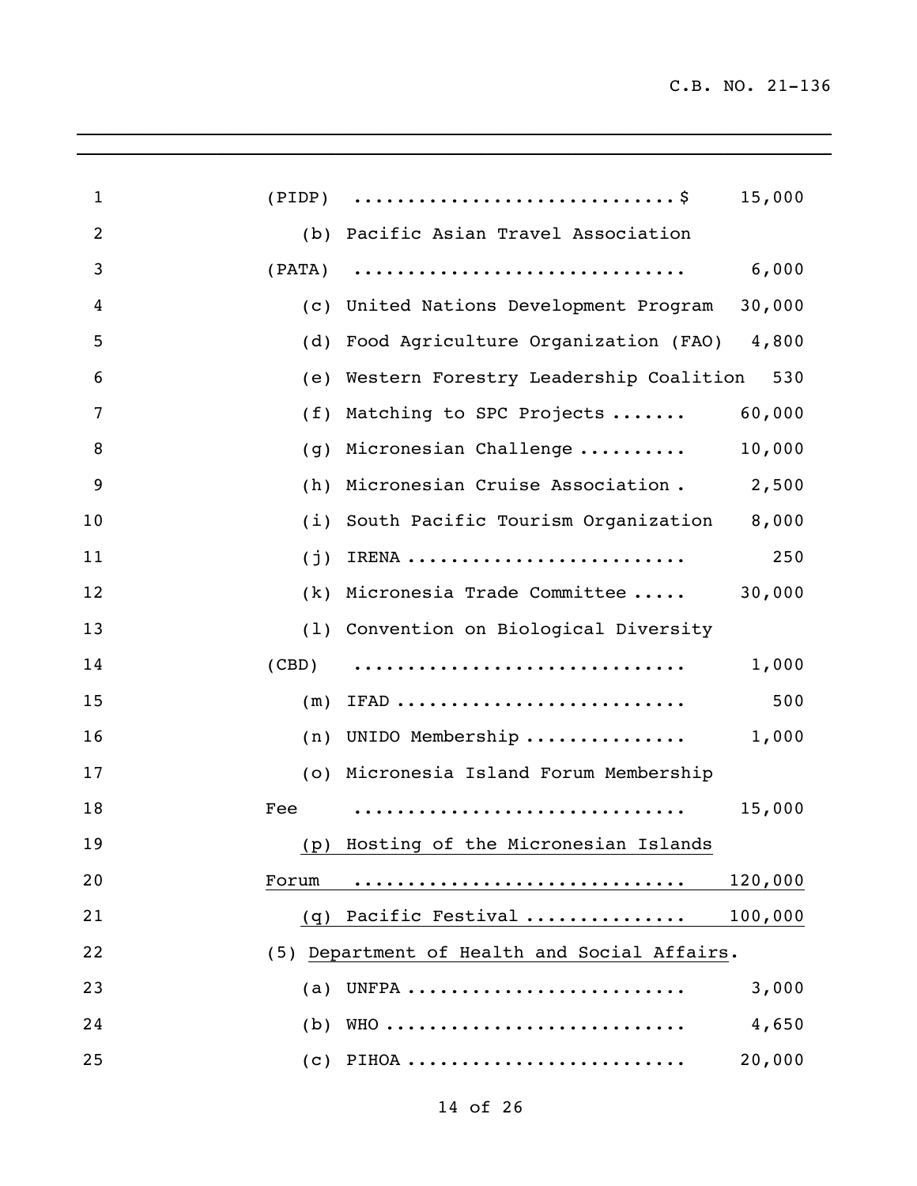(PIDP) ............................$ 15,000

(b) Pacific Asian Travel Association (PATA) ............................ 6,000

(c) United Nations Development Program 30,000

(d) Food Agriculture Organization (FAO) 4,800

(e) Western Forestry Leadership Coalition 530

(f) Matching to SPC Projects ....... 60,000

(g) Micronesian Challenge .......... 10,000

(h) Micronesian Cruise Association . 2,500

(i) South Pacific Tourism Organization 8,000

(j) IRENA ......................... 250

(k) Micronesia Trade Committee ..... 30,000

(l) Convention on Biological Diversity (CBD) ............................ 1,000

(m) IFAD .......................... 500

(n) UNIDO Membership .............. 1,000

(o) Micronesia Island Forum Membership Fee ............................ 15,000

<u>(p) Hosting of the Micronesian Islands Forum ............................ 120,000</u>

<u>(q) Pacific Festival .............. 100,000</u>

(5) <u>Department of Health and Social Affairs</u>.

(a) UNFPA ......................... 3,000

(b) WHO ........................... 4,650

(c) PIHOA ......................... 20,000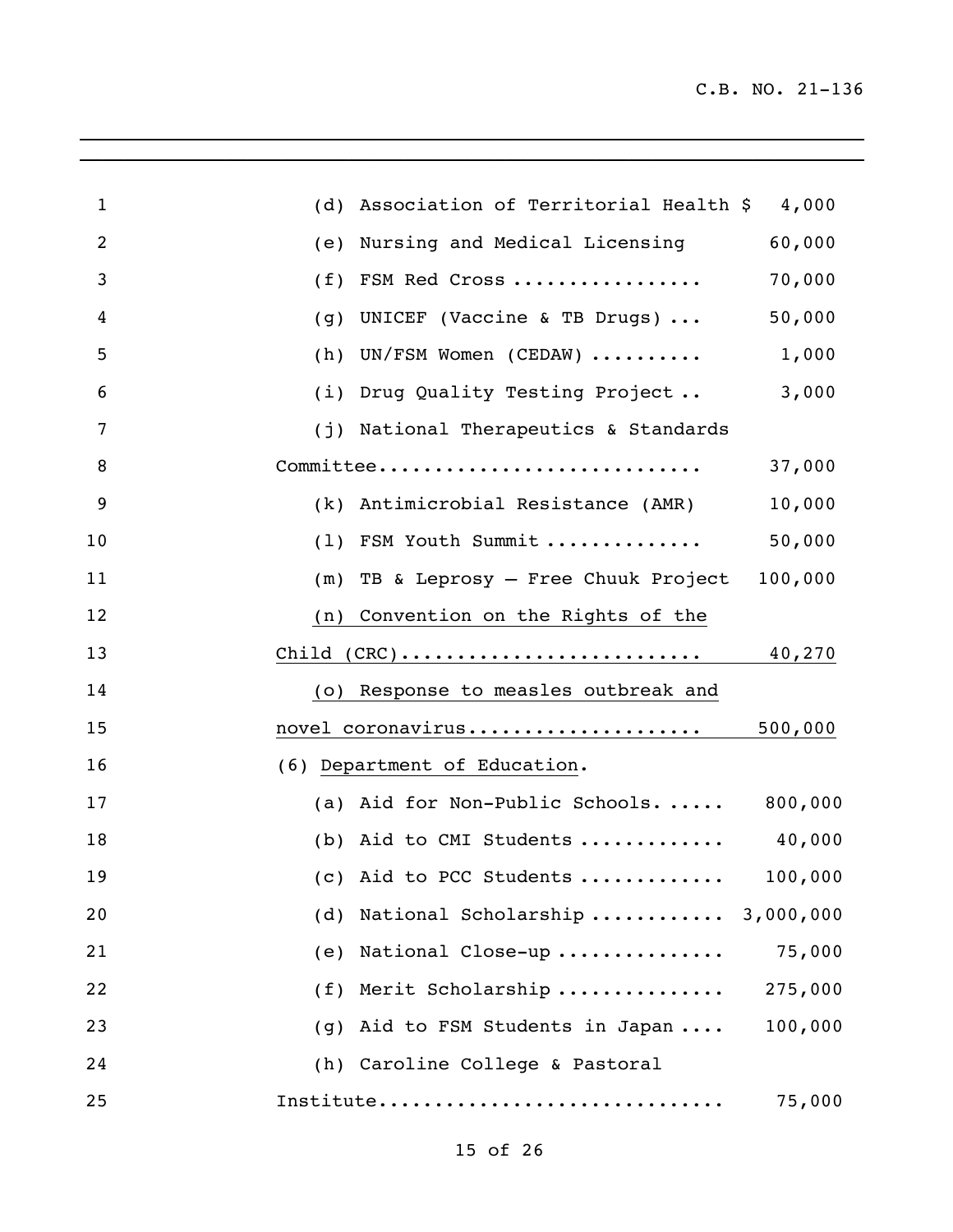(d) Association of Territorial Health $ 4,000

(e) Nursing and Medical Licensing 60,000

(f) FSM Red Cross ................ 70,000

(g) UNICEF (Vaccine & TB Drugs) ... 50,000

(h) UN/FSM Women (CEDAW) .......... 1,000

(i) Drug Quality Testing Project .. 3,000

(j) National Therapeutics & Standards Committee............................ 37,000

(k) Antimicrobial Resistance (AMR) 10,000

(l) FSM Youth Summit ............. 50,000

(m) TB & Leprosy – Free Chuuk Project 100,000

(n) Convention on the Rights of the Child (CRC).......................... 40,270

(o) Response to measles outbreak and novel coronavirus.................... 500,000

(6) Department of Education.

(a) Aid for Non-Public Schools. ..... 800,000

(b) Aid to CMI Students ............ 40,000

(c) Aid to PCC Students ............ 100,000

(d) National Scholarship ........... 3,000,000

(e) National Close-up .............. 75,000

(f) Merit Scholarship .............. 275,000

(g) Aid to FSM Students in Japan .... 100,000

(h) Caroline College & Pastoral Institute.............................. 75,000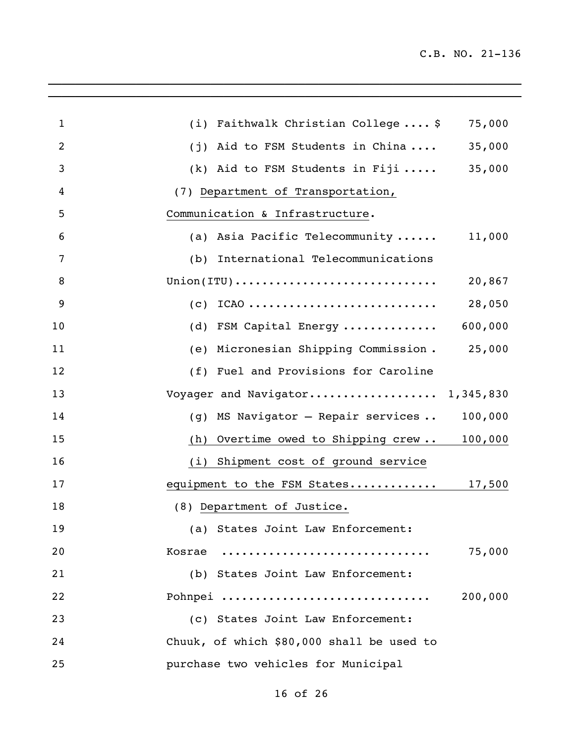(i) Faithwalk Christian College .... $ 75,000

(j) Aid to FSM Students in China .... 35,000

(k) Aid to FSM Students in Fiji ..... 35,000

(7) Department of Transportation, Communication & Infrastructure.

(a) Asia Pacific Telecommunity ...... 11,000

(b) International Telecommunications Union(ITU)............................. 20,867

(c) ICAO ........................... 28,050

(d) FSM Capital Energy ............. 600,000

(e) Micronesian Shipping Commission . 25,000

(f) Fuel and Provisions for Caroline Voyager and Navigator.................. 1,345,830

(g) MS Navigator – Repair services .. 100,000

(h) Overtime owed to Shipping crew .. 100,000

(i) Shipment cost of ground service equipment to the FSM States............ 17,500

(8) Department of Justice.

(a) States Joint Law Enforcement: Kosrae ............................. 75,000

(b) States Joint Law Enforcement: Pohnpei ............................. 200,000

(c) States Joint Law Enforcement: Chuuk, of which $80,000 shall be used to purchase two vehicles for Municipal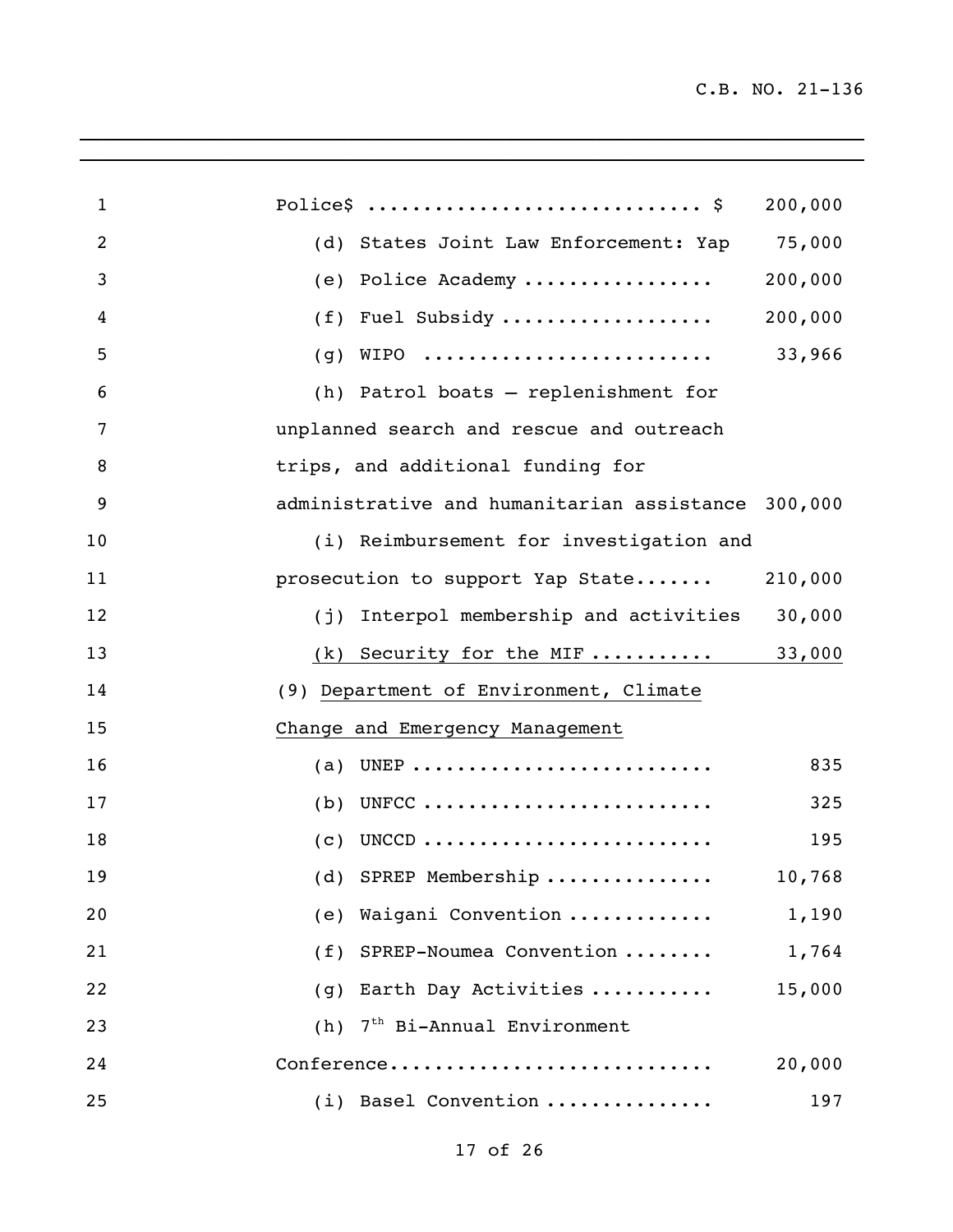Police$ ............................ $ 200,000

(d) States Joint Law Enforcement: Yap 75,000

(e) Police Academy ................ 200,000

(f) Fuel Subsidy .................. 200,000

(g) WIPO ......................... 33,966

(h) Patrol boats – replenishment for unplanned search and rescue and outreach trips, and additional funding for administrative and humanitarian assistance 300,000

(i) Reimbursement for investigation and prosecution to support Yap State....... 210,000

(j) Interpol membership and activities 30,000

(k) Security for the MIF .......... 33,000

(9) Department of Environment, Climate Change and Emergency Management

(a) UNEP .......................... 835

(b) UNFCC ......................... 325

(c) UNCCD ......................... 195

(d) SPREP Membership .............. 10,768

(e) Waigani Convention ............ 1,190

(f) SPREP-Noumea Convention ........ 1,764

(g) Earth Day Activities .......... 15,000

(h) 7th Bi-Annual Environment Conference............................ 20,000

(i) Basel Convention .............. 197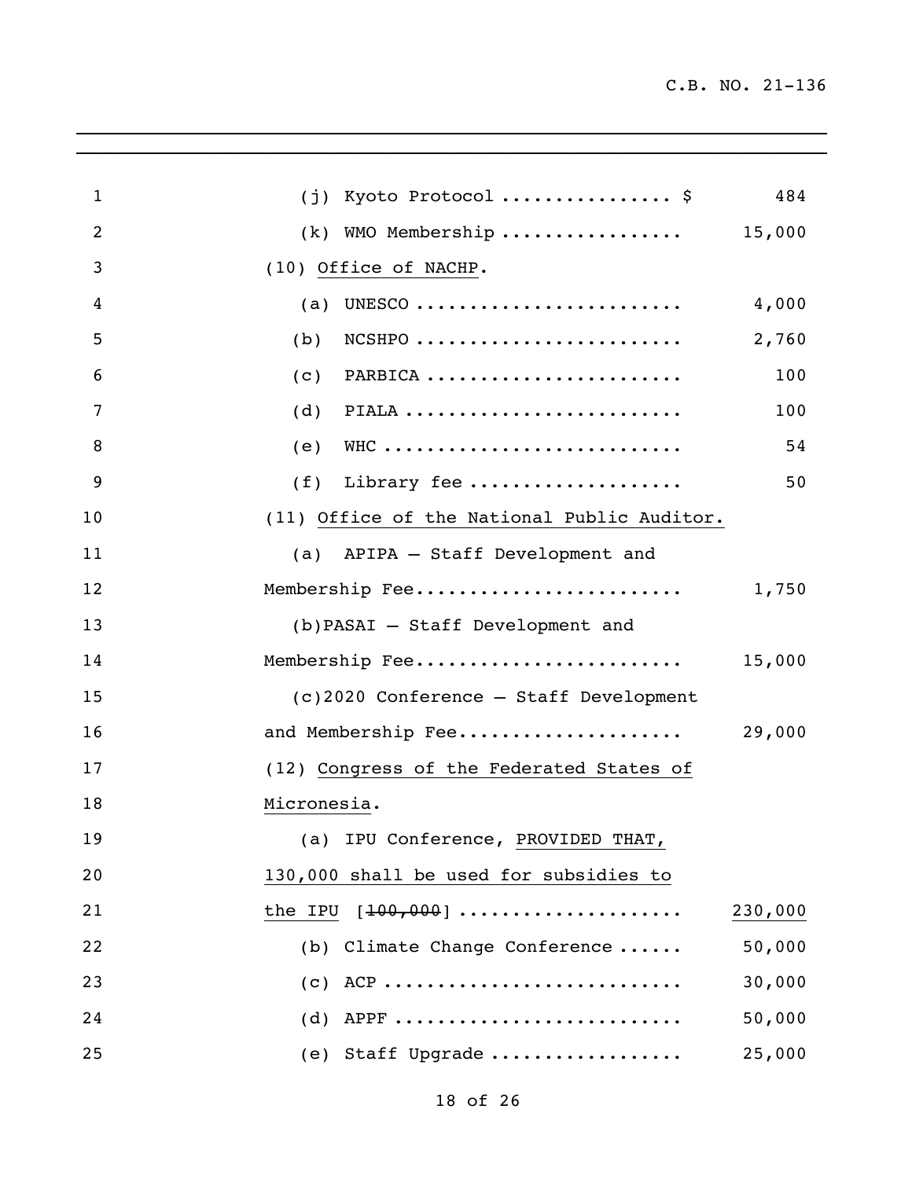(j) Kyoto Protocol ................ $ 484

(k) WMO Membership ................. 15,000

(10) Office of NACHP.

(a) UNESCO ......................... 4,000

(b) NCSHPO ......................... 2,760

(c) PARBICA ........................ 100

(d) PIALA .......................... 100

(e) WHC ............................ 54

(f) Library fee .................... 50

(11) Office of the National Public Auditor.

(a) APIPA – Staff Development and Membership Fee......................... 1,750

(b)PASAI – Staff Development and Membership Fee......................... 15,000

(c)2020 Conference – Staff Development and Membership Fee..................... 29,000

(12) Congress of the Federated States of Micronesia.

(a) IPU Conference, PROVIDED THAT, 130,000 shall be used for subsidies to the IPU [~~100,000~~] .................... 230,000

(b) Climate Change Conference ...... 50,000

(c) ACP ............................ 30,000

(d) APPF ........................... 50,000

(e) Staff Upgrade .................. 25,000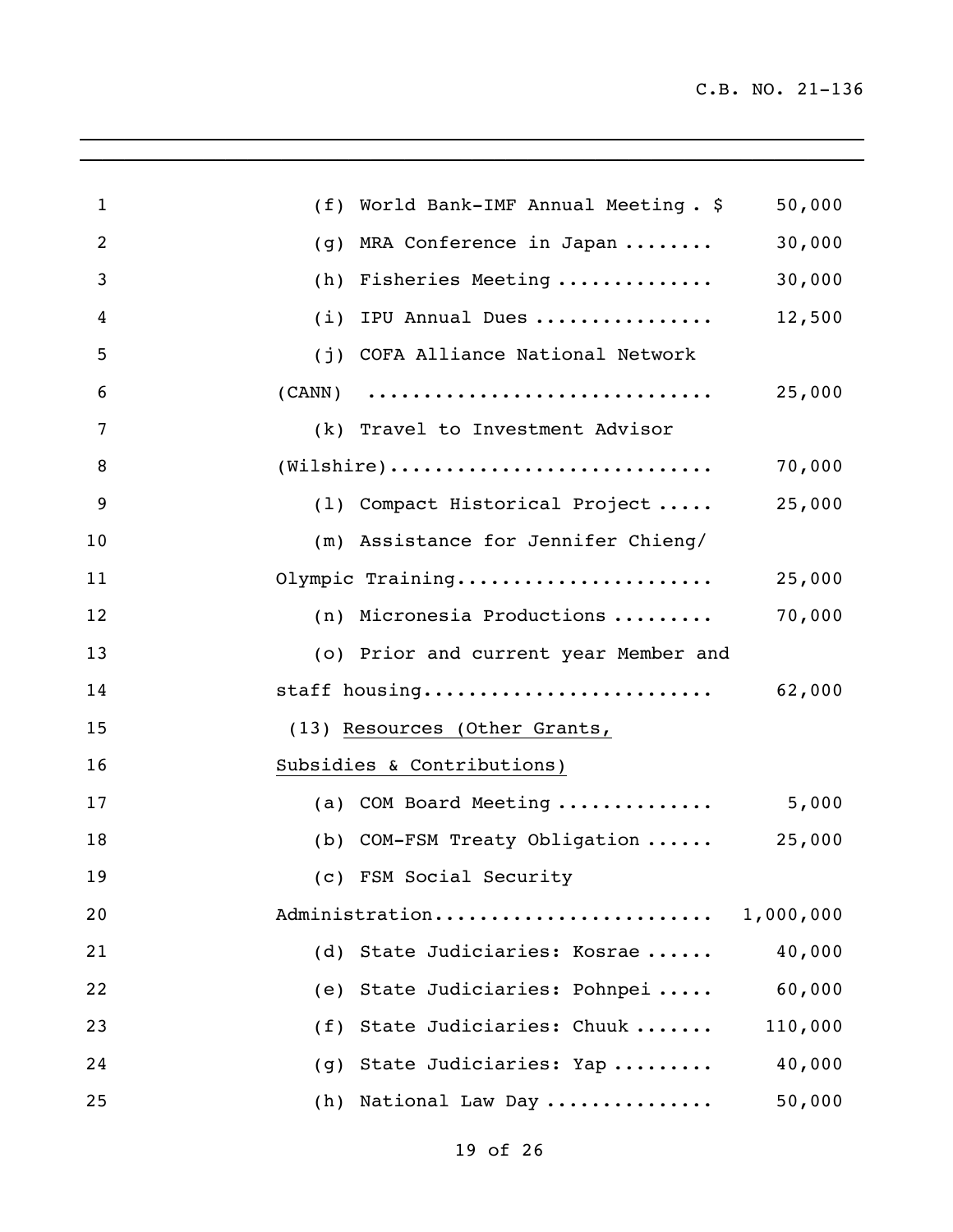(f) World Bank-IMF Annual Meeting . $ 50,000

(g) MRA Conference in Japan ........ 30,000

(h) Fisheries Meeting ............. 30,000

(i) IPU Annual Dues ................ 12,500

(j) COFA Alliance National Network (CANN) .............................. 25,000

(k) Travel to Investment Advisor (Wilshire)............................ 70,000

(l) Compact Historical Project ..... 25,000

(m) Assistance for Jennifer Chieng/ Olympic Training...................... 25,000

(n) Micronesia Productions ......... 70,000

(o) Prior and current year Member and staff housing......................... 62,000

(13) <u>Resources (Other Grants, Subsidies & Contributions)</u>

(a) COM Board Meeting ............. 5,000

(b) COM-FSM Treaty Obligation ...... 25,000

(c) FSM Social Security Administration........................ 1,000,000

(d) State Judiciaries: Kosrae ...... 40,000

(e) State Judiciaries: Pohnpei ..... 60,000

(f) State Judiciaries: Chuuk ....... 110,000

(g) State Judiciaries: Yap ......... 40,000

(h) National Law Day .............. 50,000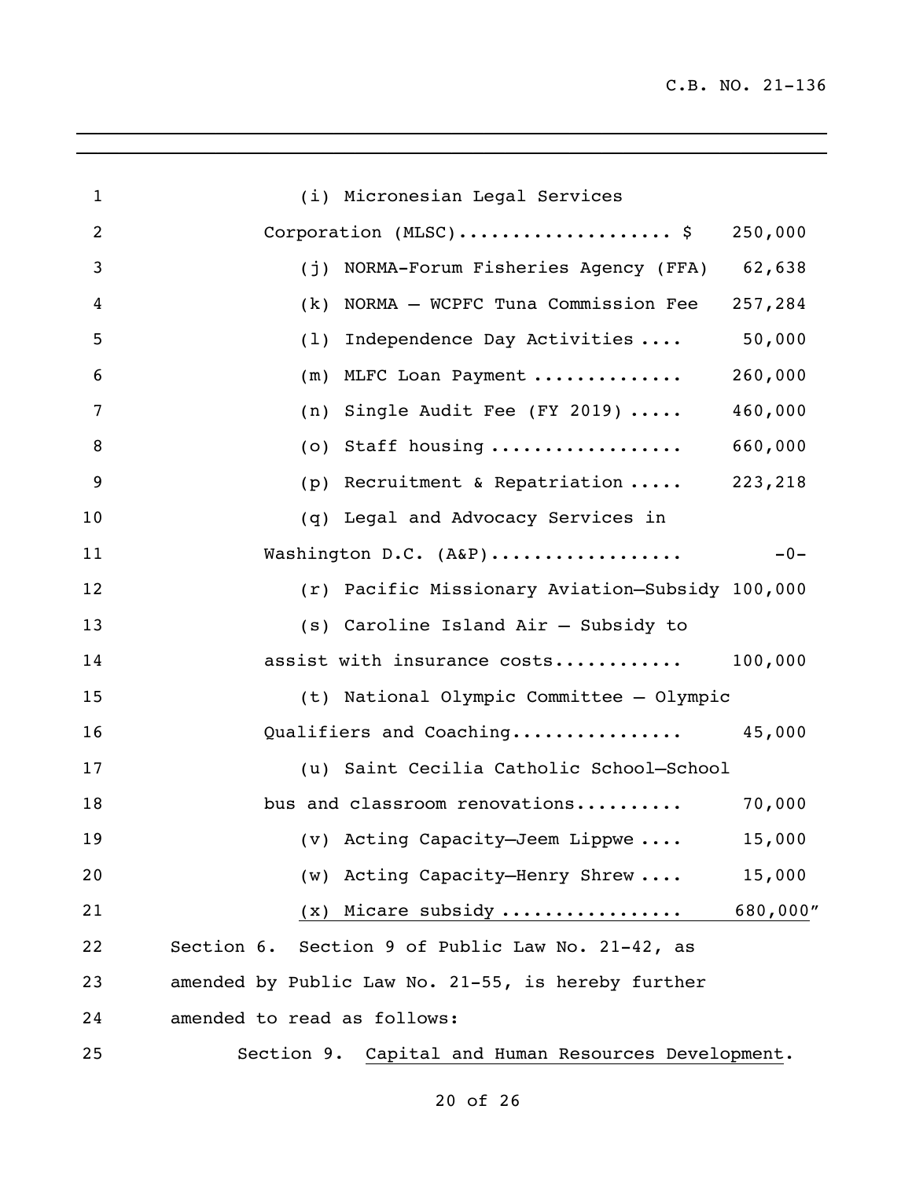(i) Micronesian Legal Services Corporation (MLSC)................... $ 250,000

(j) NORMA-Forum Fisheries Agency (FFA) 62,638

(k) NORMA – WCPFC Tuna Commission Fee 257,284

(l) Independence Day Activities .... 50,000

(m) MLFC Loan Payment ............. 260,000

(n) Single Audit Fee (FY 2019) ..... 460,000

(o) Staff housing ................. 660,000

(p) Recruitment & Repatriation ..... 223,218

(q) Legal and Advocacy Services in Washington D.C. (A&P)................. -0-

(r) Pacific Missionary Aviation–Subsidy 100,000

(s) Caroline Island Air – Subsidy to assist with insurance costs........... 100,000

(t) National Olympic Committee – Olympic Qualifiers and Coaching............... 45,000

(u) Saint Cecilia Catholic School–School bus and classroom renovations.......... 70,000

(v) Acting Capacity–Jeem Lippwe .... 15,000

(w) Acting Capacity–Henry Shrew .... 15,000

<u>(x) Micare subsidy ................ 680,000</u>"

Section 6. Section 9 of Public Law No. 21-42, as amended by Public Law No. 21-55, is hereby further amended to read as follows:

Section 9. <u>Capital and Human Resources Development</u>.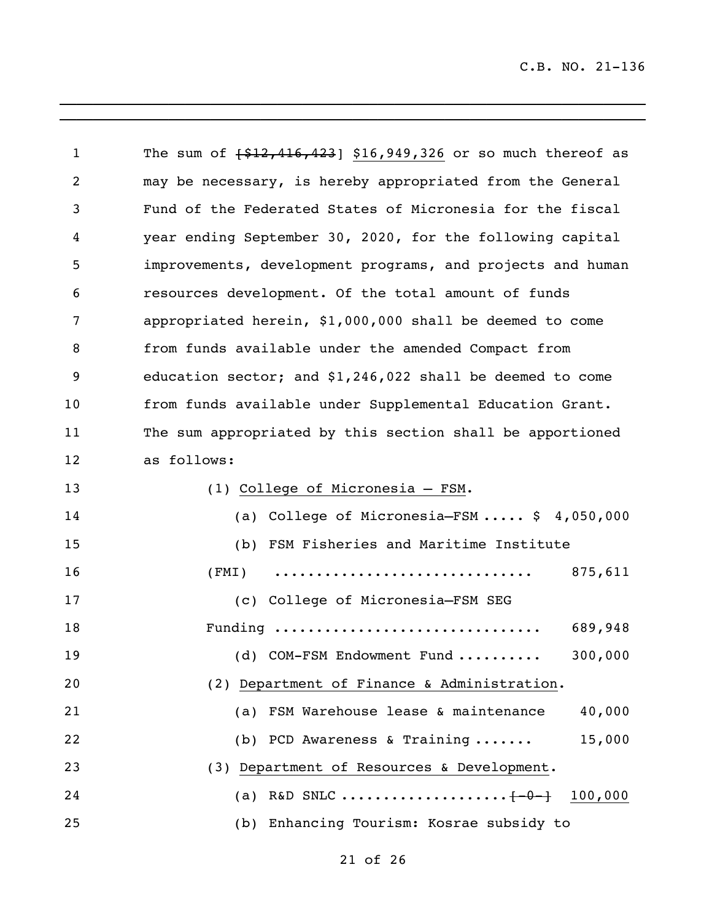The sum of ~~[$12,416,423~~] <u>$16,949,326</u> or so much thereof as may be necessary, is hereby appropriated from the General Fund of the Federated States of Micronesia for the fiscal year ending September 30, 2020, for the following capital improvements, development programs, and projects and human resources development. Of the total amount of funds appropriated herein, $1,000,000 shall be deemed to come from funds available under the amended Compact from education sector; and $1,246,022 shall be deemed to come from funds available under Supplemental Education Grant. The sum appropriated by this section shall be apportioned as follows:

(1) <u>College of Micronesia – FSM</u>.

(a) College of Micronesia–FSM ..... $ 4,050,000

(b) FSM Fisheries and Maritime Institute (FMI) .............................. 875,611

(c) College of Micronesia–FSM SEG Funding ............................... 689,948

(d) COM-FSM Endowment Fund .......... 300,000

(2) <u>Department of Finance & Administration</u>.

(a) FSM Warehouse lease & maintenance 40,000

(b) PCD Awareness & Training ....... 15,000

(3) <u>Department of Resources & Development</u>.

(a) R&D SNLC ...................~~[-0-]~~ <u>100,000</u>

(b) Enhancing Tourism: Kosrae subsidy to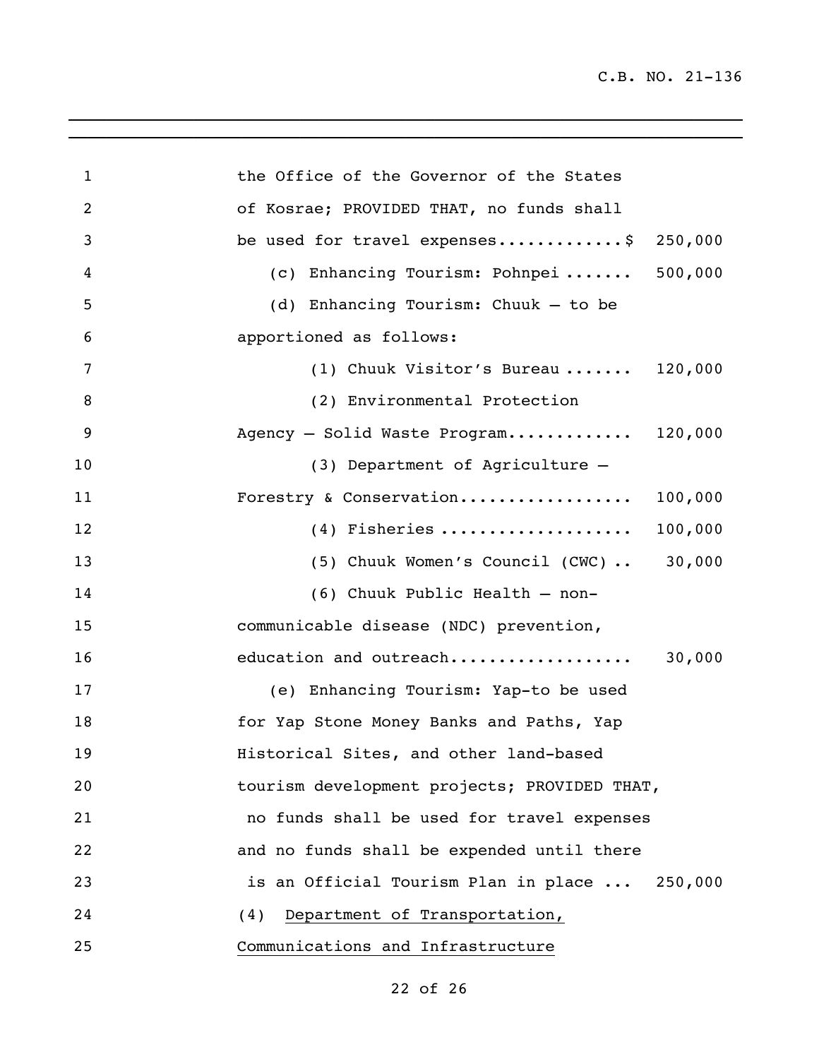the Office of the Governor of the States of Kosrae; PROVIDED THAT, no funds shall be used for travel expenses.............$ 250,000

(c) Enhancing Tourism: Pohnpei ....... 500,000

(d) Enhancing Tourism: Chuuk – to be apportioned as follows:

(1) Chuuk Visitor's Bureau ....... 120,000

(2) Environmental Protection Agency – Solid Waste Program............ 120,000

(3) Department of Agriculture – Forestry & Conservation................. 100,000

(4) Fisheries ................... 100,000

(5) Chuuk Women's Council (CWC) .. 30,000

(6) Chuuk Public Health – non-communicable disease (NDC) prevention, education and outreach.................. 30,000

(e) Enhancing Tourism: Yap-to be used for Yap Stone Money Banks and Paths, Yap Historical Sites, and other land-based tourism development projects; PROVIDED THAT, no funds shall be used for travel expenses and no funds shall be expended until there is an Official Tourism Plan in place ... 250,000

(4) Department of Transportation, Communications and Infrastructure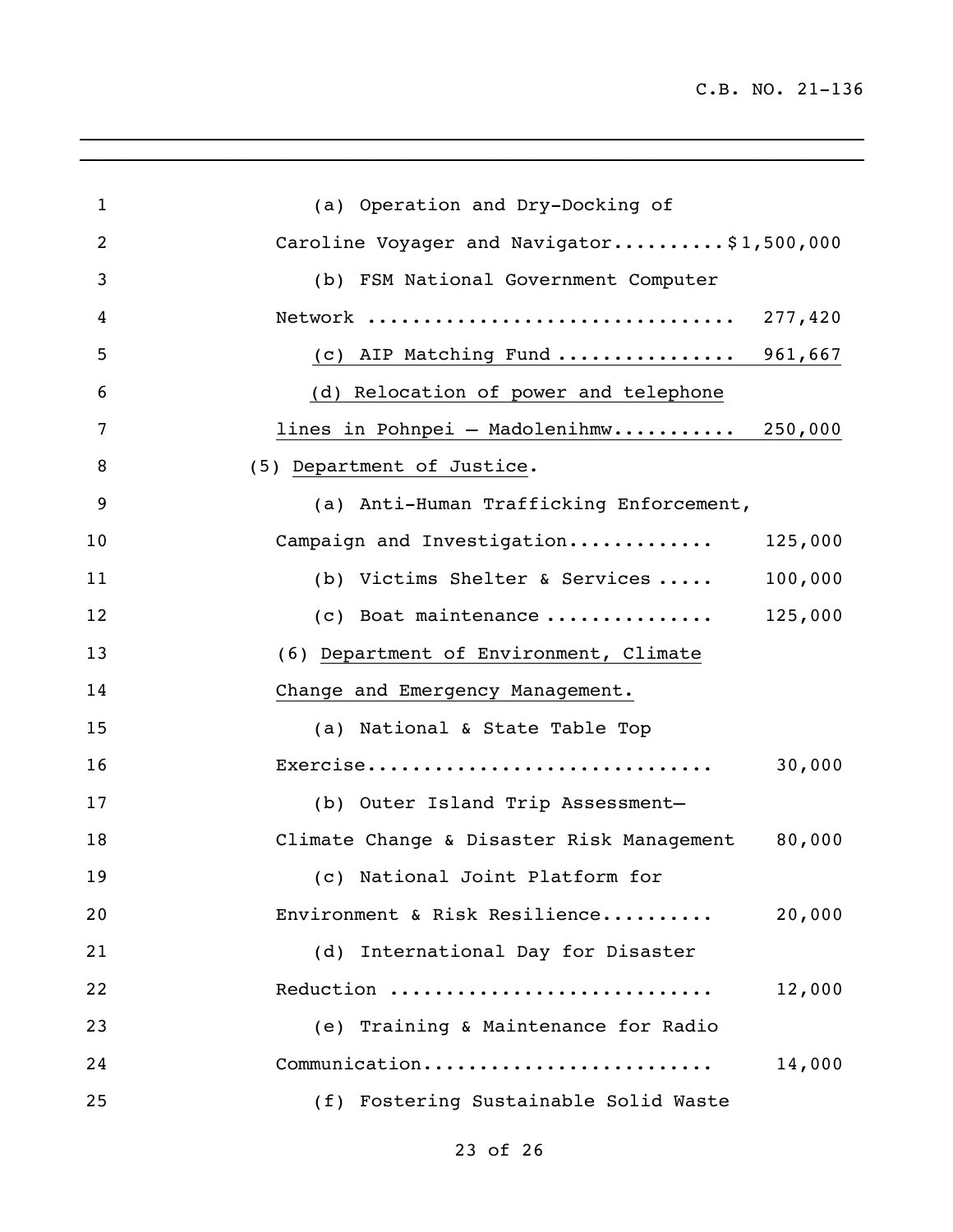(a) Operation and Dry-Docking of Caroline Voyager and Navigator..........$1,500,000

(b) FSM National Government Computer Network ................................ 277,420

<u>(c) AIP Matching Fund ................ 961,667</u>

<u>(d) Relocation of power and telephone lines in Pohnpei – Madolenihmw........... 250,000</u>

(5) <u>Department of Justice</u>.

(a) Anti-Human Trafficking Enforcement, Campaign and Investigation............. 125,000

(b) Victims Shelter & Services ..... 100,000

(c) Boat maintenance .............. 125,000

(6) <u>Department of Environment, Climate Change and Emergency Management.</u>

(a) National & State Table Top Exercise.............................. 30,000

(b) Outer Island Trip Assessment–Climate Change & Disaster Risk Management 80,000

(c) National Joint Platform for Environment & Risk Resilience.......... 20,000

(d) International Day for Disaster Reduction ............................ 12,000

(e) Training & Maintenance for Radio Communication......................... 14,000

(f) Fostering Sustainable Solid Waste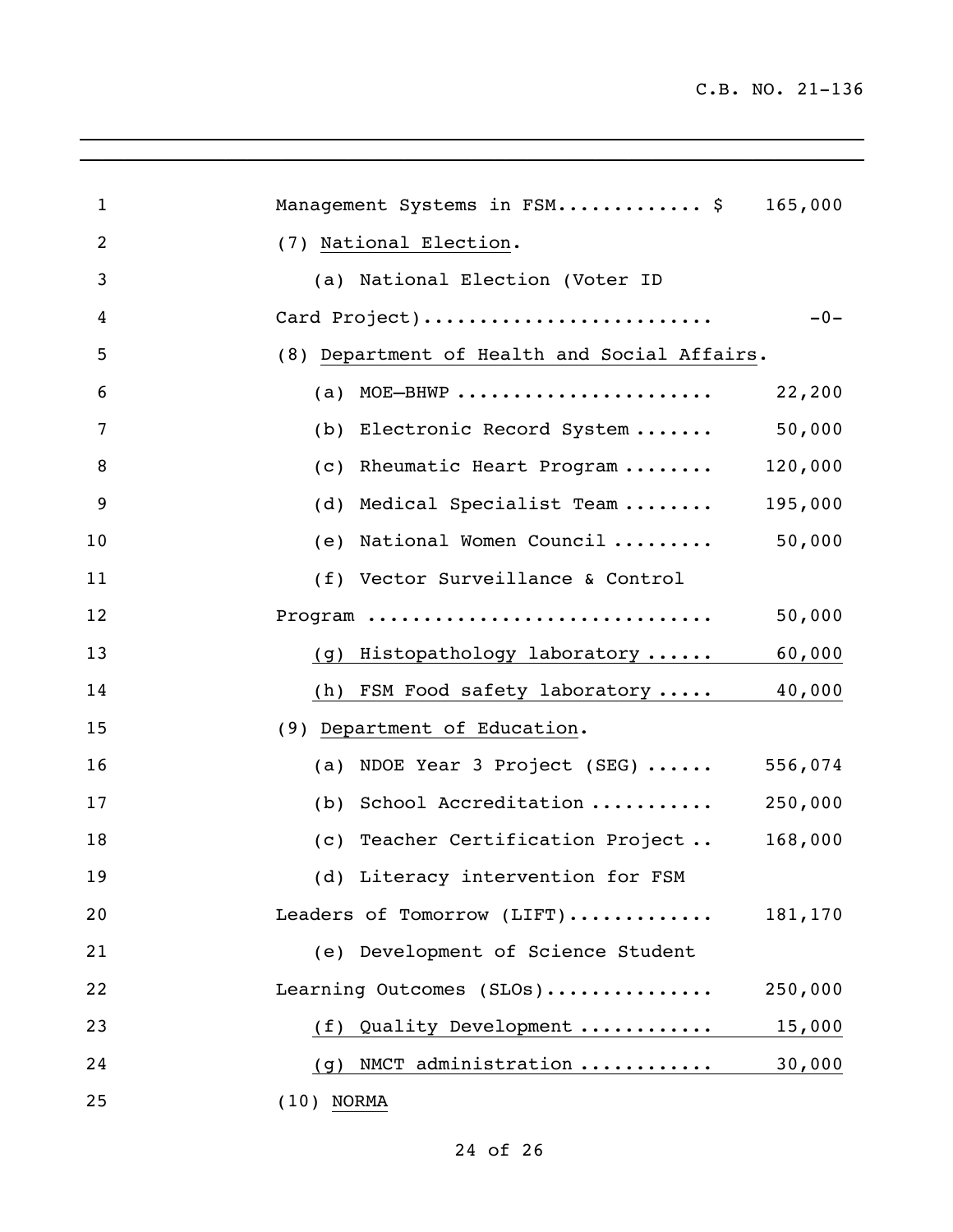Management Systems in FSM............ $ 165,000

(7) National Election.

(a) National Election (Voter ID Card Project)......................... -0-

(8) Department of Health and Social Affairs.

(a) MOE—BHWP ...................... 22,200

(b) Electronic Record System ....... 50,000

(c) Rheumatic Heart Program ........ 120,000

(d) Medical Specialist Team ........ 195,000

(e) National Women Council ......... 50,000

(f) Vector Surveillance & Control Program .............................. 50,000

(g) Histopathology laboratory ...... 60,000

(h) FSM Food safety laboratory ..... 40,000

(9) Department of Education.

(a) NDOE Year 3 Project (SEG) ...... 556,074

(b) School Accreditation ........... 250,000

(c) Teacher Certification Project .. 168,000

(d) Literacy intervention for FSM Leaders of Tomorrow (LIFT)............ 181,170

(e) Development of Science Student Learning Outcomes (SLOs)............... 250,000

(f) Quality Development ........... 15,000

(g) NMCT administration ........... 30,000

(10) NORMA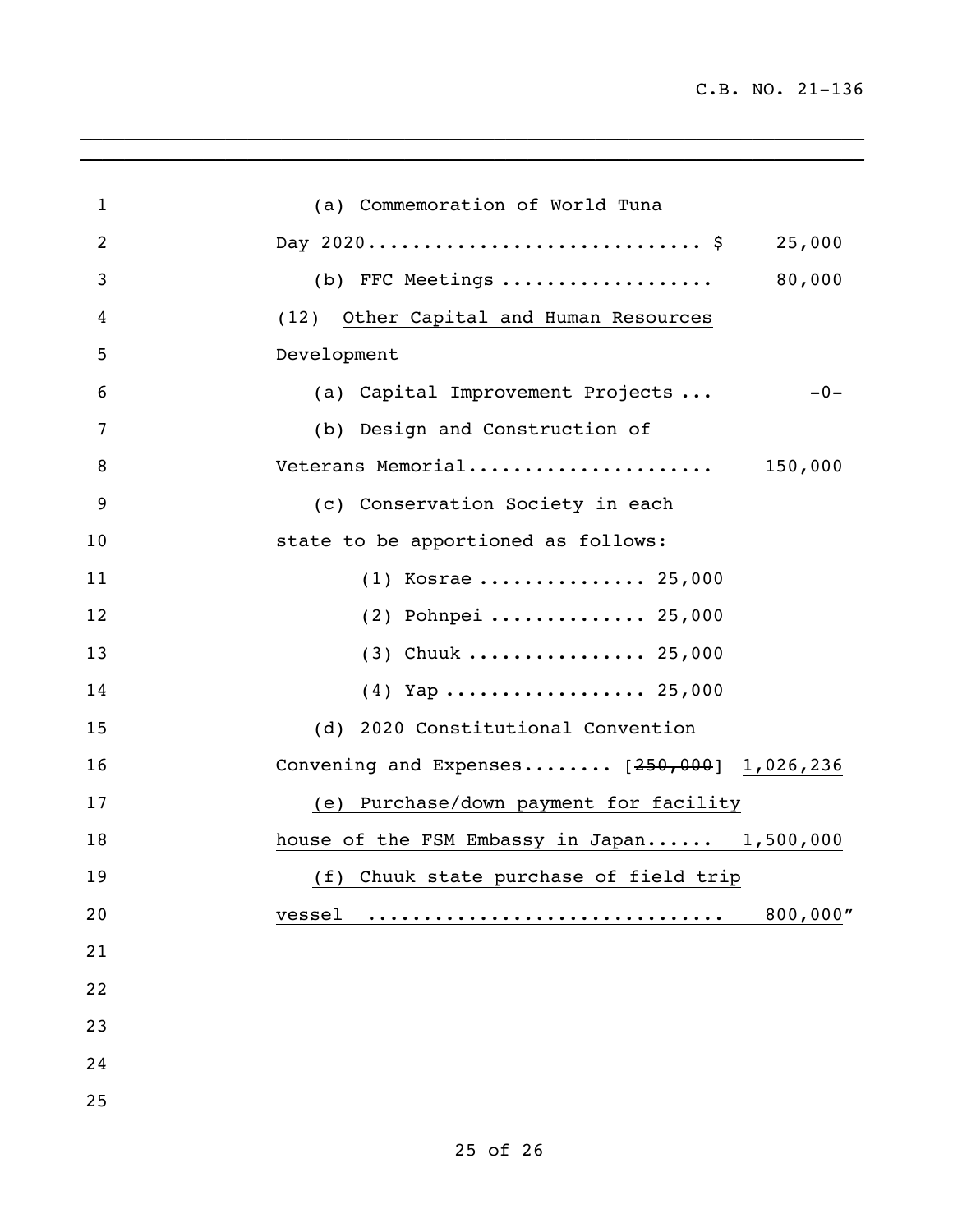(a) Commemoration of World Tuna Day 2020............................. $ 25,000

(b) FFC Meetings .................. 80,000

(12) Other Capital and Human Resources Development

(a) Capital Improvement Projects ... -0-

(b) Design and Construction of Veterans Memorial..................... 150,000

(c) Conservation Society in each state to be apportioned as follows:

(1) Kosrae ............... 25,000

(2) Pohnpei .............. 25,000

(3) Chuuk ................ 25,000

(4) Yap .................. 25,000

(d) 2020 Constitutional Convention Convening and Expenses........ [~~250,000~~] 1,026,236

(e) Purchase/down payment for facility house of the FSM Embassy in Japan...... 1,500,000

(f) Chuuk state purchase of field trip vessel .............................. 800,000"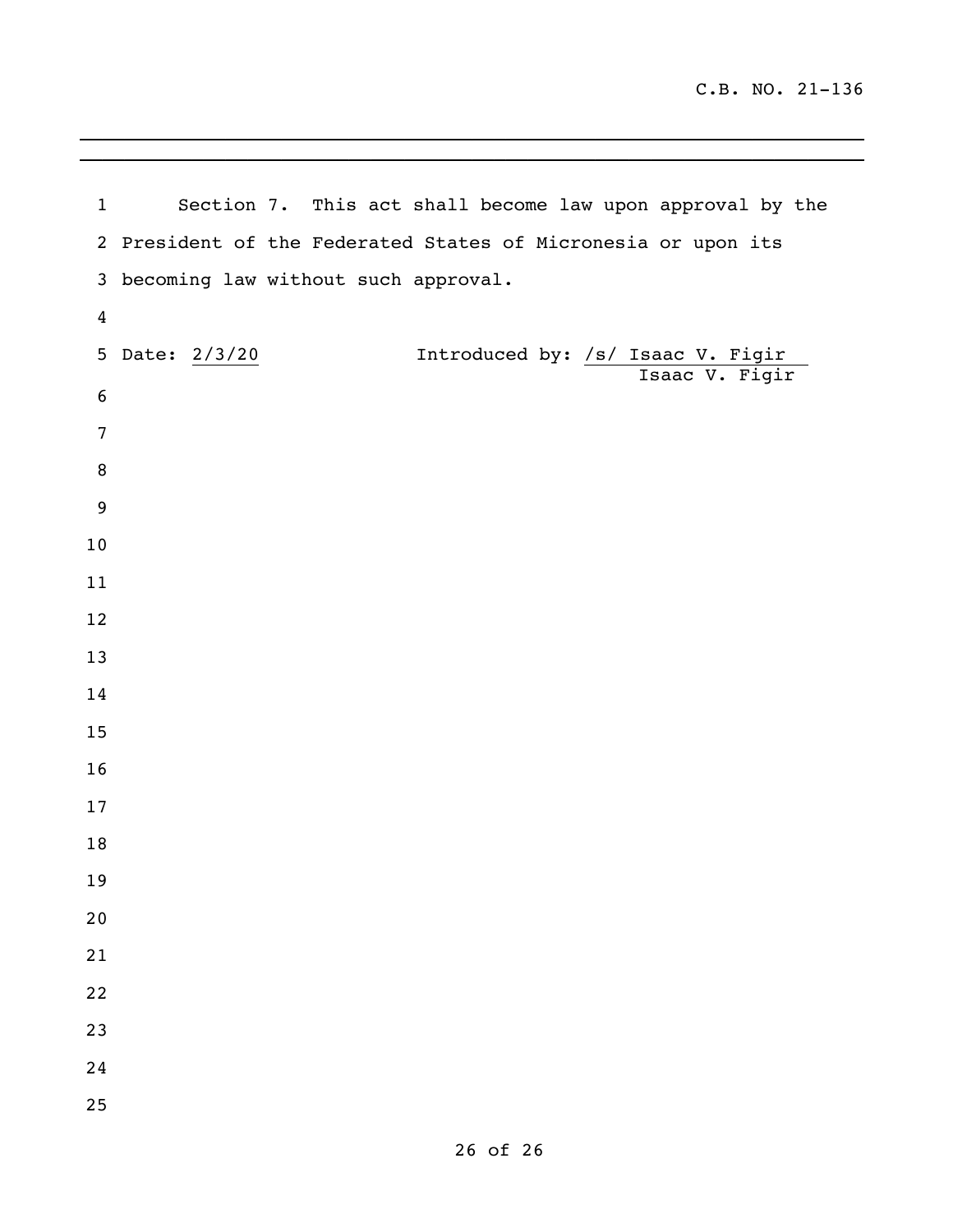Section 7. This act shall become law upon approval by the President of the Federated States of Micronesia or upon its becoming law without such approval.

Date: 2/3/20

Introduced by: /s/ Isaac V. Figir

Isaac V. Figir